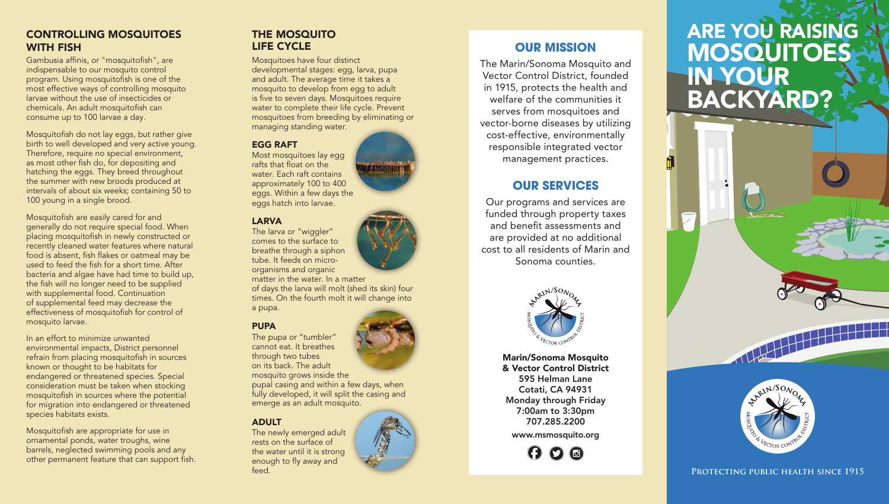## CONTROLLING MOSQUITOES WITH FISH

Gambusia affinis, or "mosquitofish", are indispensable to our mosquito control program. Using mosquitofish is one of the most effective ways of controlling mosquito larvae without the use of insecticides or chemicals. An adult mosquitofish can consume up to 100 larvae a day.

Mosquitofish do not lay eggs, but rather give birth to well developed and very active young. Therefore, require no special environment, as most other fish do, for depositing and hatching the eggs. They breed throughout the summer with new broods produced at intervals of about six weeks; containing 50 to 100 young in a single brood.

Mosquitofish are easily cared for and generally do not require special food. When placing mosquitofish in newly constructed or recently cleaned water features where natural food is absent, fish flakes or oatmeal may be used to feed the fish for a short time. After bacteria and algae have had time to build up, the fish will no longer need to be supplied with supplemental food. Continuation of supplemental feed may decrease the effectiveness of mosquitofish for control of mosquito larvae.

In an effort to minimize unwanted environmental impacts, District personnel refrain from placing mosquitofish in sources known or thought to be habitats for endangered or threatened species. Special consideration must be taken when stocking mosquitofish in sources where the potential for migration into endangered or threatened species habitats exists.

Mosquitofish are appropriate for use in ornamental ponds, water troughs, wine barrels, neglected swimming pools and any other permanent feature that can support fish.

## THE MOSQUITO LIFE CYCLE

Mosquitoes have four distinct developmental stages: egg, larva, pupa and adult. The average time it takes a mosquito to develop from egg to adult is five to seven days. Mosquitoes require water to complete their life cycle. Prevent mosquitoes from breeding by eliminating or managing standing water.

### EGG RAFT

Most mosquitoes lay egg rafts that float on the water. Each raft contains approximately 100 to 400 eggs. Within a few days the eggs hatch into larvae.

### LARVA

The larva or "wiggler" comes to the surface to breathe through a siphon tube. It feeds on micro-organisms and organic matter in the water. In a matter of days the larva will molt (shed its skin) four times. On the fourth molt it will change into a pupa.

### PUPA

The pupa or "tumbler" cannot eat. It breathes through two tubes on its back. The adult mosquito grows inside the pupal casing and within a few days, when fully developed, it will split the casing and emerge as an adult mosquito.

### ADULT

The newly emerged adult rests on the surface of the water until it is strong enough to fly away and feed.

## OUR MISSION

The Marin/Sonoma Mosquito and Vector Control District, founded in 1915, protects the health and welfare of the communities it serves from mosquitoes and vector-borne diseases by utilizing cost-effective, environmentally responsible integrated vector management practices.

## OUR SERVICES

Our programs and services are funded through property taxes and benefit assessments and are provided at no additional cost to all residents of Marin and Sonoma counties.

**Marin/Sonoma Mosquito & Vector Control District**
**595 Helman Lane**
**Cotati, CA 94931**
**Monday through Friday**
**7:00am to 3:30pm**
**707.285.2200**

**www.msmosquito.org**

# ARE YOU RAISING MOSQUITOES IN YOUR BACKYARD?

PROTECTING PUBLIC HEALTH SINCE 1915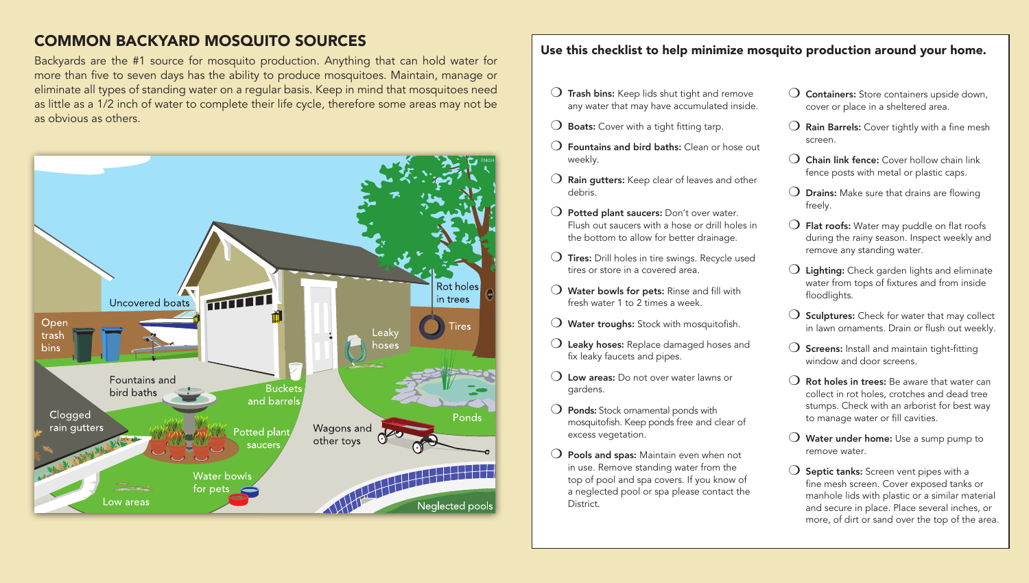## COMMON BACKYARD MOSQUITO SOURCES

Backyards are the #1 source for mosquito production. Anything that can hold water for more than five to seven days has the ability to produce mosquitoes. Maintain, manage or eliminate all types of standing water on a regular basis. Keep in mind that mosquitoes need as little as a 1/2 inch of water to complete their life cycle, therefore some areas may not be as obvious as others.

Uncovered boats
Open trash bins
Rot holes in trees
Tires
Leaky hoses
Fountains and bird baths
Buckets and barrels
Clogged rain gutters
Potted plant saucers
Wagons and other toys
Ponds
Water bowls for pets
Low areas
Neglected pools

### Use this checklist to help minimize mosquito production around your home.

- ❍ **Trash bins:** Keep lids shut tight and remove any water that may have accumulated inside.
- ❍ **Boats:** Cover with a tight fitting tarp.
- ❍ **Fountains and bird baths:** Clean or hose out weekly.
- ❍ **Rain gutters:** Keep clear of leaves and other debris.
- ❍ **Potted plant saucers:** Don't over water. Flush out saucers with a hose or drill holes in the bottom to allow for better drainage.
- ❍ **Tires:** Drill holes in tire swings. Recycle used tires or store in a covered area.
- ❍ **Water bowls for pets:** Rinse and fill with fresh water 1 to 2 times a week.
- ❍ **Water troughs:** Stock with mosquitofish.
- ❍ **Leaky hoses:** Replace damaged hoses and fix leaky faucets and pipes.
- ❍ **Low areas:** Do not over water lawns or gardens.
- ❍ **Ponds:** Stock ornamental ponds with mosquitofish. Keep ponds free and clear of excess vegetation.
- ❍ **Pools and spas:** Maintain even when not in use. Remove standing water from the top of pool and spa covers. If you know of a neglected pool or spa please contact the District.
- ❍ **Containers:** Store containers upside down, cover or place in a sheltered area.
- ❍ **Rain Barrels:** Cover tightly with a fine mesh screen.
- ❍ **Chain link fence:** Cover hollow chain link fence posts with metal or plastic caps.
- ❍ **Drains:** Make sure that drains are flowing freely.
- ❍ **Flat roofs:** Water may puddle on flat roofs during the rainy season. Inspect weekly and remove any standing water.
- ❍ **Lighting:** Check garden lights and eliminate water from tops of fixtures and from inside floodlights.
- ❍ **Sculptures:** Check for water that may collect in lawn ornaments. Drain or flush out weekly.
- ❍ **Screens:** Install and maintain tight-fitting window and door screens.
- ❍ **Rot holes in trees:** Be aware that water can collect in rot holes, crotches and dead tree stumps. Check with an arborist for best way to manage water or fill cavities.
- ❍ **Water under home:** Use a sump pump to remove water.
- ❍ **Septic tanks:** Screen vent pipes with a fine mesh screen. Cover exposed tanks or manhole lids with plastic or a similar material and secure in place. Place several inches, or more, of dirt or sand over the top of the area.